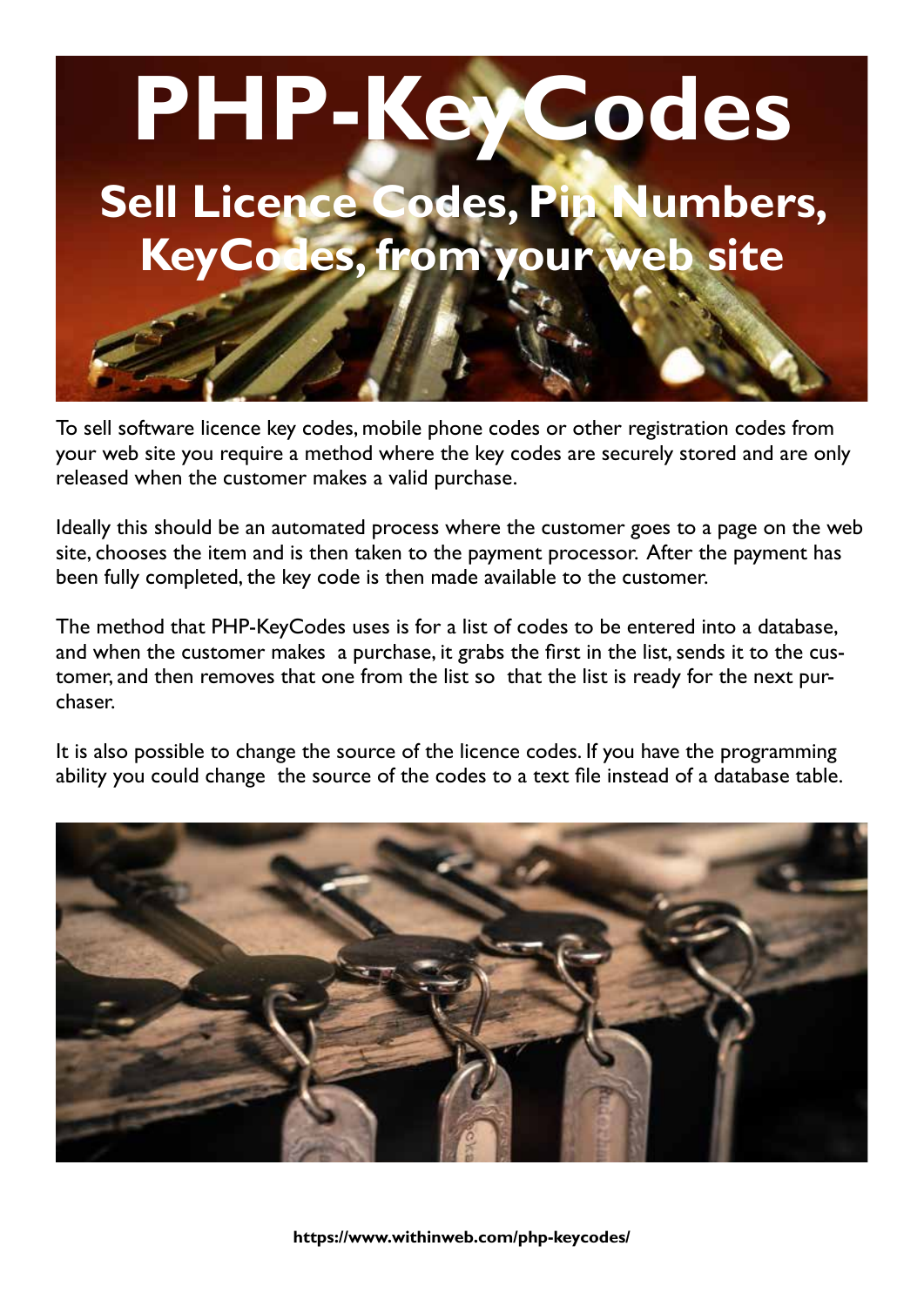# PHP-KeyCodes

## Sell Licence Codes, Pin Numbers, KeyCodes, from your web site

To sell software licence key codes, mobile phone codes or other registration codes from your web site you require a method where the key codes are securely stored and are only released when the customer makes a valid purchase.

Ideally this should be an automated process where the customer goes to a page on the web site, chooses the item and is then taken to the payment processor. After the payment has been fully completed, the key code is then made available to the customer.

The method that PHP-KeyCodes uses is for a list of codes to be entered into a database, and when the customer makes a purchase, it grabs the first in the list, sends it to the customer, and then removes that one from the list so that the list is ready for the next purchaser.

It is also possible to change the source of the licence codes. If you have the programming ability you could change the source of the codes to a text file instead of a database table.

**https://www.withinweb.com/php-keycodes/**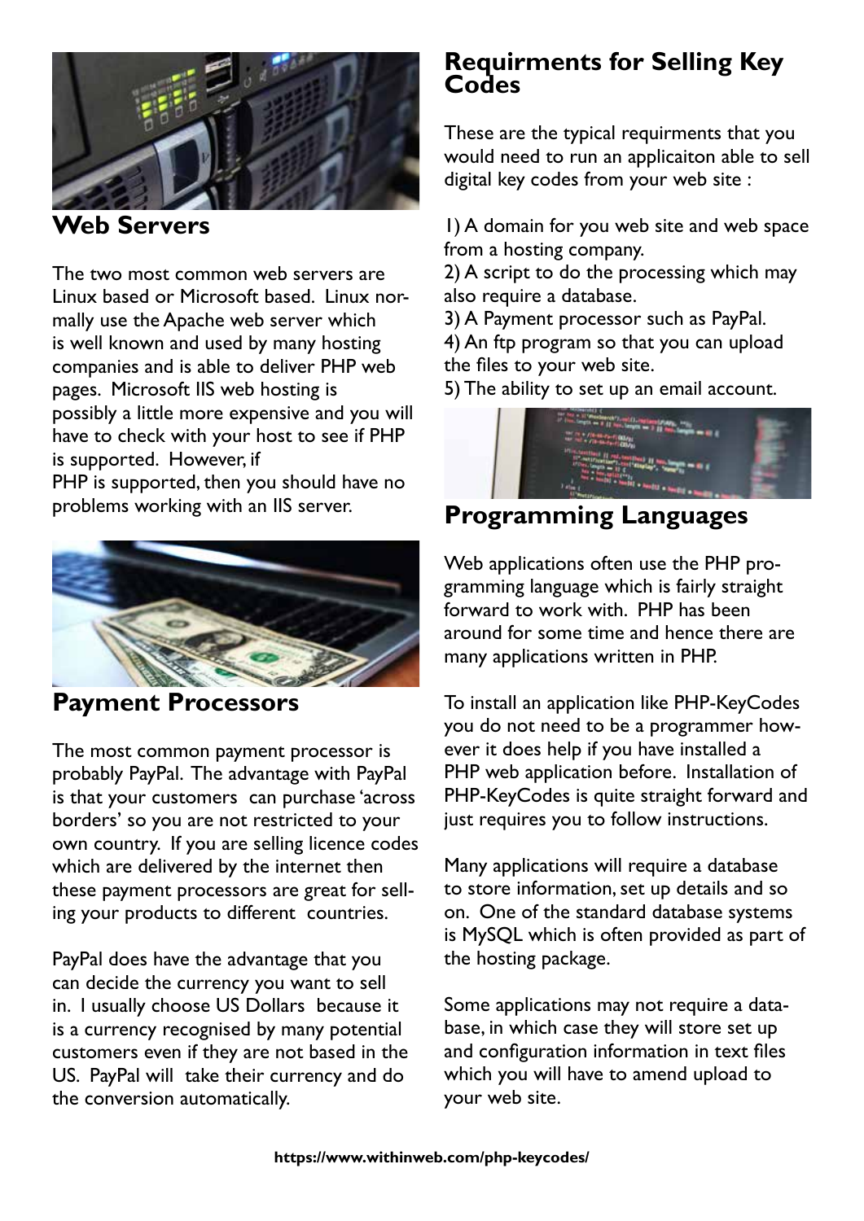## Web Servers

The two most common web servers are Linux based or Microsoft based. Linux normally use the Apache web server which is well known and used by many hosting companies and is able to deliver PHP web pages. Microsoft IIS web hosting is possibly a little more expensive and you will have to check with your host to see if PHP is supported. However, if PHP is supported, then you should have no problems working with an IIS server.

## Payment Processors

The most common payment processor is probably PayPal. The advantage with PayPal is that your customers can purchase 'across borders' so you are not restricted to your own country. If you are selling licence codes which are delivered by the internet then these payment processors are great for selling your products to different countries.

PayPal does have the advantage that you can decide the currency you want to sell in. I usually choose US Dollars because it is a currency recognised by many potential customers even if they are not based in the US. PayPal will take their currency and do the conversion automatically.

## Requirments for Selling Key Codes

These are the typical requirments that you would need to run an applicaiton able to sell digital key codes from your web site :

1) A domain for you web site and web space from a hosting company.
2) A script to do the processing which may also require a database.
3) A Payment processor such as PayPal.
4) An ftp program so that you can upload the files to your web site.
5) The ability to set up an email account.

## Programming Languages

Web applications often use the PHP programming language which is fairly straight forward to work with. PHP has been around for some time and hence there are many applications written in PHP.

To install an application like PHP-KeyCodes you do not need to be a programmer however it does help if you have installed a PHP web application before. Installation of PHP-KeyCodes is quite straight forward and just requires you to follow instructions.

Many applications will require a database to store information, set up details and so on. One of the standard database systems is MySQL which is often provided as part of the hosting package.

Some applications may not require a database, in which case they will store set up and configuration information in text files which you will have to amend upload to your web site.

**https://www.withinweb.com/php-keycodes/**